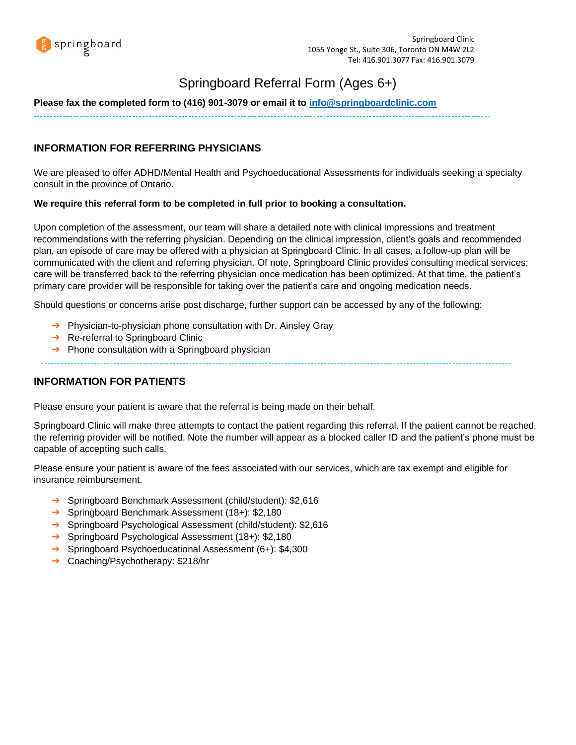springboard

Springboard Clinic
1055 Yonge St., Suite 306, Toronto ON M4W 2L2
Tel: 416.901.3077 Fax: 416.901.3079

# Springboard Referral Form (Ages 6+)

**Please fax the completed form to (416) 901-3079 or email it to info@springboardclinic.com**

---

## INFORMATION FOR REFERRING PHYSICIANS

We are pleased to offer ADHD/Mental Health and Psychoeducational Assessments for individuals seeking a specialty consult in the province of Ontario.

**We require this referral form to be completed in full prior to booking a consultation.**

Upon completion of the assessment, our team will share a detailed note with clinical impressions and treatment recommendations with the referring physician. Depending on the clinical impression, client's goals and recommended plan, an episode of care may be offered with a physician at Springboard Clinic. In all cases, a follow-up plan will be communicated with the client and referring physician. Of note, Springboard Clinic provides consulting medical services; care will be transferred back to the referring physician once medication has been optimized. At that time, the patient's primary care provider will be responsible for taking over the patient's care and ongoing medication needs.

Should questions or concerns arise post discharge, further support can be accessed by any of the following:

- Physician-to-physician phone consultation with Dr. Ainsley Gray
- Re-referral to Springboard Clinic
- Phone consultation with a Springboard physician

---

## INFORMATION FOR PATIENTS

Please ensure your patient is aware that the referral is being made on their behalf.

Springboard Clinic will make three attempts to contact the patient regarding this referral. If the patient cannot be reached, the referring provider will be notified. Note the number will appear as a blocked caller ID and the patient's phone must be capable of accepting such calls.

Please ensure your patient is aware of the fees associated with our services, which are tax exempt and eligible for insurance reimbursement.

- Springboard Benchmark Assessment (child/student): $2,616
- Springboard Benchmark Assessment (18+): $2,180
- Springboard Psychological Assessment (child/student): $2,616
- Springboard Psychological Assessment (18+): $2,180
- Springboard Psychoeducational Assessment (6+): $4,300
- Coaching/Psychotherapy: $218/hr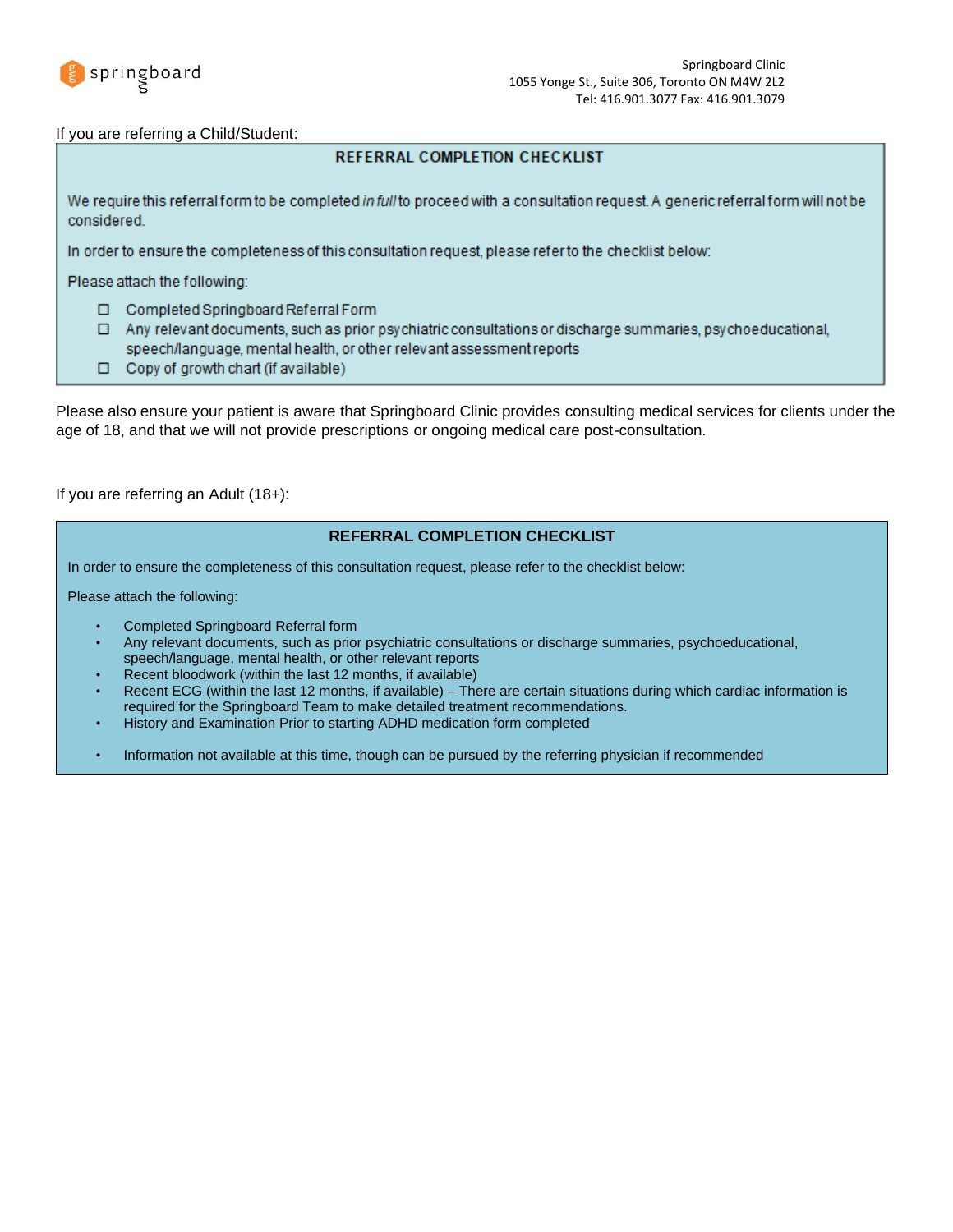Springboard Clinic
1055 Yonge St., Suite 306, Toronto ON M4W 2L2
Tel: 416.901.3077 Fax: 416.901.3079

If you are referring a Child/Student:

**REFERRAL COMPLETION CHECKLIST**

We require this referral form to be completed *in full* to proceed with a consultation request. A generic referral form will not be considered.

In order to ensure the completeness of this consultation request, please refer to the checklist below:

Please attach the following:

- ☐ Completed Springboard Referral Form
- ☐ Any relevant documents, such as prior psychiatric consultations or discharge summaries, psychoeducational, speech/language, mental health, or other relevant assessment reports
- ☐ Copy of growth chart (if available)

Please also ensure your patient is aware that Springboard Clinic provides consulting medical services for clients under the age of 18, and that we will not provide prescriptions or ongoing medical care post-consultation.

If you are referring an Adult (18+):

**REFERRAL COMPLETION CHECKLIST**

In order to ensure the completeness of this consultation request, please refer to the checklist below:

Please attach the following:

- Completed Springboard Referral form
- Any relevant documents, such as prior psychiatric consultations or discharge summaries, psychoeducational, speech/language, mental health, or other relevant reports
- Recent bloodwork (within the last 12 months, if available)
- Recent ECG (within the last 12 months, if available) – There are certain situations during which cardiac information is required for the Springboard Team to make detailed treatment recommendations.
- History and Examination Prior to starting ADHD medication form completed
- Information not available at this time, though can be pursued by the referring physician if recommended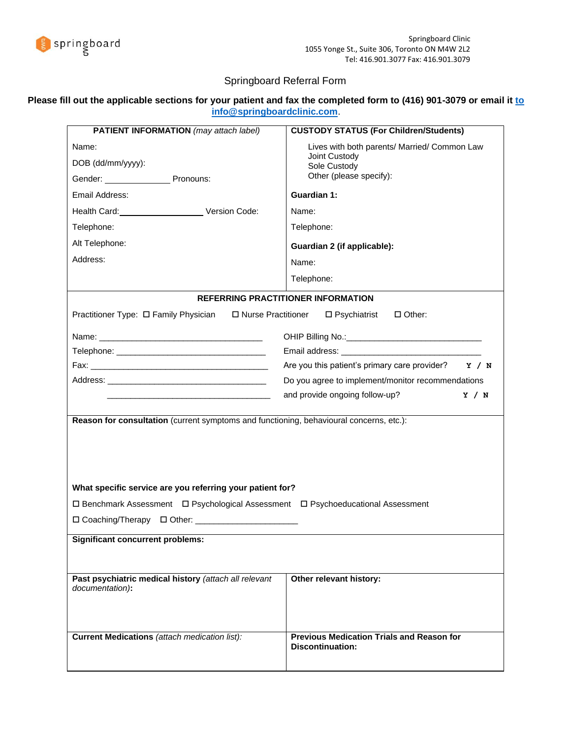springboard

Springboard Clinic
1055 Yonge St., Suite 306, Toronto ON M4W 2L2
Tel: 416.901.3077 Fax: 416.901.3079

# Springboard Referral Form

**Please fill out the applicable sections for your patient and fax the completed form to (416) 901-3079 or email it to info@springboardclinic.com.**

| **PATIENT INFORMATION** *(may attach label)* | **CUSTODY STATUS (For Children/Students)** |
|---|---|
| Name: | Lives with both parents/ Married/ Common Law<br>Joint Custody<br>Sole Custody<br>Other (please specify): |
| DOB (dd/mm/yyyy): | |
| Gender: ______________ Pronouns: | |
| Email Address: | **Guardian 1:** |
| Health Card: __________________ Version Code: | Name: |
| Telephone: | Telephone: |
| Alt Telephone: | **Guardian 2 (if applicable):** |
| Address: | Name: |
| | Telephone: |

**REFERRING PRACTITIONER INFORMATION**

Practitioner Type: ☐ Family Physician ☐ Nurse Practitioner ☐ Psychiatrist ☐ Other:

Name: ____________________________________ OHIP Billing No.: ______________________________

Telephone: ________________________________ Email address: ______________________________

Fax: ______________________________________ Are you this patient's primary care provider? **Y / N**

Address: ___________________________________ Do you agree to implement/monitor recommendations
____________________________________ and provide ongoing follow-up? **Y / N**

**Reason for consultation** (current symptoms and functioning, behavioural concerns, etc.):

**What specific service are you referring your patient for?**

☐ Benchmark Assessment ☐ Psychological Assessment ☐ Psychoeducational Assessment

☐ Coaching/Therapy ☐ Other: ______________________

**Significant concurrent problems:**

| **Past psychiatric medical history** *(attach all relevant documentation)***:** | **Other relevant history:** |
|---|---|
| | |

| **Current Medications** *(attach medication list):* | **Previous Medication Trials and Reason for Discontinuation:** |
|---|---|
| | |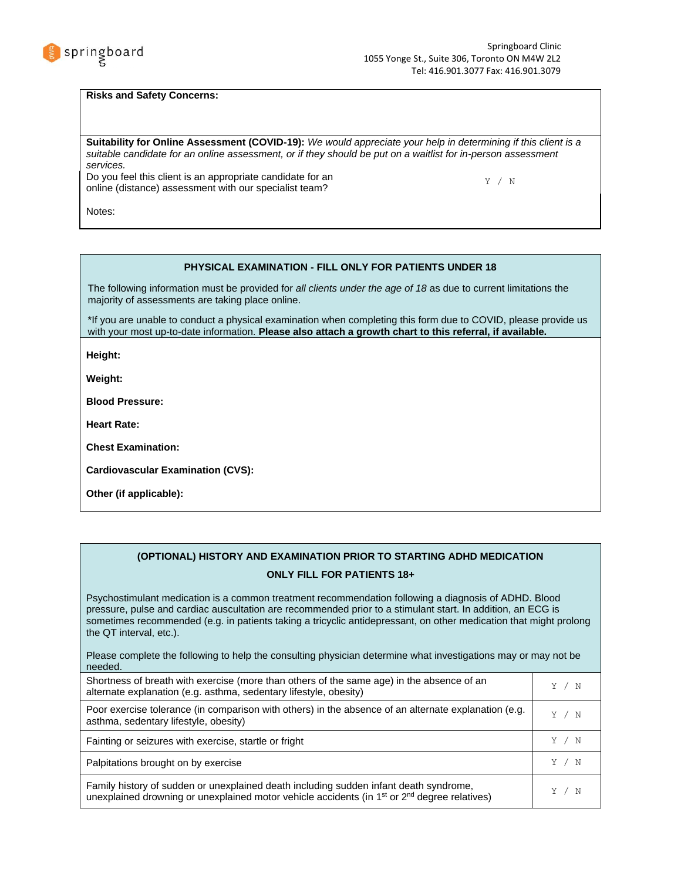**Risks and Safety Concerns:**

**Suitability for Online Assessment (COVID-19):** *We would appreciate your help in determining if this client is a suitable candidate for an online assessment, or if they should be put on a waitlist for in-person assessment services.*

Do you feel this client is an appropriate candidate for an online (distance) assessment with our specialist team? Y / N

Notes:

## PHYSICAL EXAMINATION - FILL ONLY FOR PATIENTS UNDER 18

The following information must be provided for *all clients under the age of 18* as due to current limitations the majority of assessments are taking place online.

*If you are unable to conduct a physical examination when completing this form due to COVID, please provide us with your most up-to-date information. **Please also attach a growth chart to this referral, if available.**

**Height:**

**Weight:**

**Blood Pressure:**

**Heart Rate:**

**Chest Examination:**

**Cardiovascular Examination (CVS):**

**Other (if applicable):**

## (OPTIONAL) HISTORY AND EXAMINATION PRIOR TO STARTING ADHD MEDICATION

### ONLY FILL FOR PATIENTS 18+

Psychostimulant medication is a common treatment recommendation following a diagnosis of ADHD. Blood pressure, pulse and cardiac auscultation are recommended prior to a stimulant start. In addition, an ECG is sometimes recommended (e.g. in patients taking a tricyclic antidepressant, on other medication that might prolong the QT interval, etc.).

Please complete the following to help the consulting physician determine what investigations may or may not be needed.

| | |
|---|---|
| Shortness of breath with exercise (more than others of the same age) in the absence of an alternate explanation (e.g. asthma, sedentary lifestyle, obesity) | Y / N |
| Poor exercise tolerance (in comparison with others) in the absence of an alternate explanation (e.g. asthma, sedentary lifestyle, obesity) | Y / N |
| Fainting or seizures with exercise, startle or fright | Y / N |
| Palpitations brought on by exercise | Y / N |
| Family history of sudden or unexplained death including sudden infant death syndrome, unexplained drowning or unexplained motor vehicle accidents (in 1st or 2nd degree relatives) | Y / N |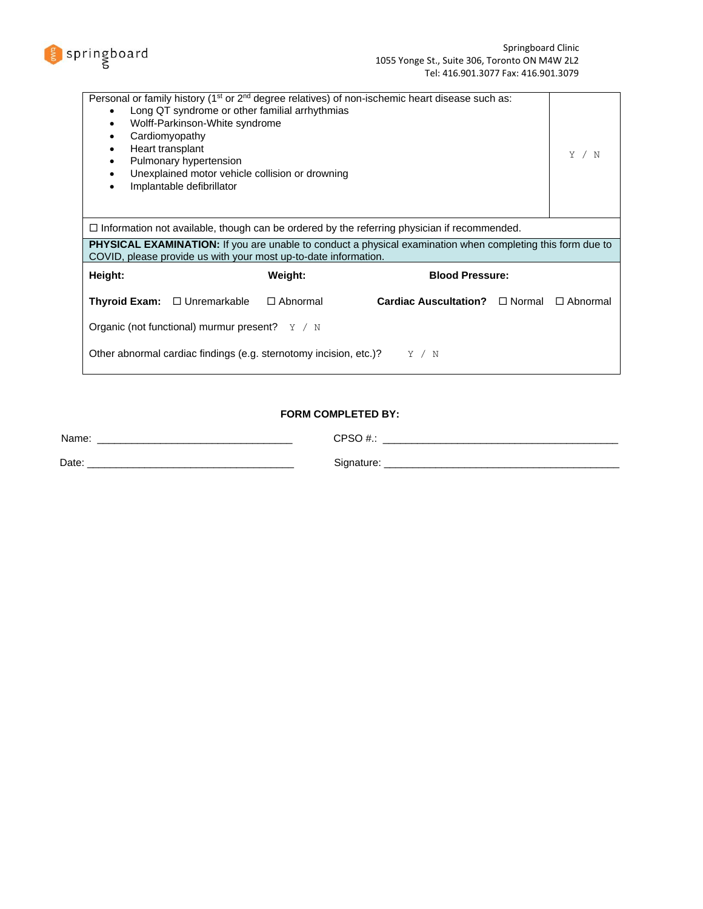| | |
|---|---|
| Personal or family history (1st or 2nd degree relatives) of non-ischemic heart disease such as:<br>• Long QT syndrome or other familial arrhythmias<br>• Wolff-Parkinson-White syndrome<br>• Cardiomyopathy<br>• Heart transplant<br>• Pulmonary hypertension<br>• Unexplained motor vehicle collision or drowning<br>• Implantable defibrillator | Y / N |

☐ Information not available, though can be ordered by the referring physician if recommended.

**PHYSICAL EXAMINATION:** If you are unable to conduct a physical examination when completing this form due to COVID, please provide us with your most up-to-date information.

**Height:** **Weight:** **Blood Pressure:**

**Thyroid Exam:** ☐ Unremarkable ☐ Abnormal **Cardiac Auscultation?** ☐ Normal ☐ Abnormal

Organic (not functional) murmur present? Y / N

Other abnormal cardiac findings (e.g. sternotomy incision, etc.)? Y / N

**FORM COMPLETED BY:**

Name: ________________________________ CPSO #.: ________________________________________

Date: ___________________________________ Signature: ________________________________________